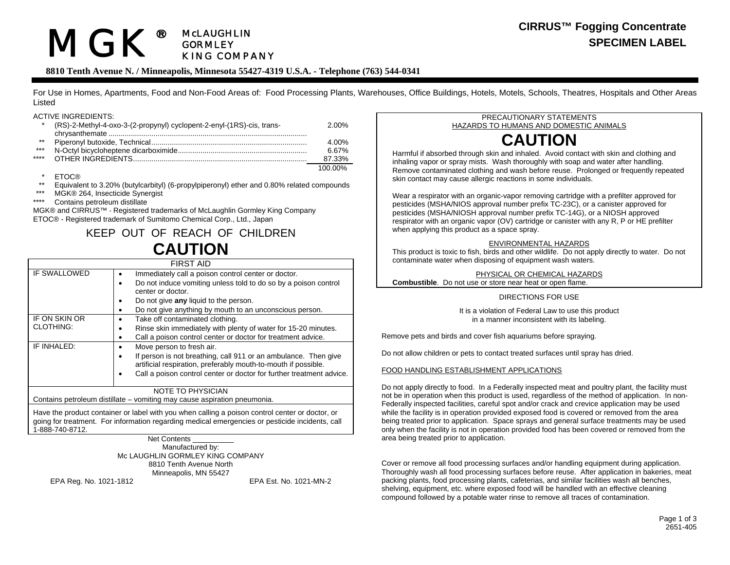# MGK® McLAUGHLIN GORMLEY KING COMPANY

**CIRRUS™ Fogging Concentrate**
**SPECIMEN LABEL**

**8810 Tenth Avenue N. / Minneapolis, Minnesota 55427-4319 U.S.A. - Telephone (763) 544-0341**

For Use in Homes, Apartments, Food and Non-Food Areas of: Food Processing Plants, Warehouses, Office Buildings, Hotels, Motels, Schools, Theatres, Hospitals and Other Areas Listed

ACTIVE INGREDIENTS:

| | | |
|---|---|---|
| * | (RS)-2-Methyl-4-oxo-3-(2-propynyl) cyclopent-2-enyl-(1RS)-cis, trans-chrysanthemate | 2.00% |
| ** | Piperonyl butoxide, Technical | 4.00% |
| *** | N-Octyl bicycloheptene dicarboximide | 6.67% |
| **** | OTHER INGREDIENTS | 87.33% |
| | | 100.00% |

\* ETOC®
** Equivalent to 3.20% (butylcarbityl) (6-propylpiperonyl) ether and 0.80% related compounds
*** MGK® 264, Insecticide Synergist
**** Contains petroleum distillate

MGK® and CIRRUS™ - Registered trademarks of McLaughlin Gormley King Company
ETOC® - Registered trademark of Sumitomo Chemical Corp., Ltd., Japan

## KEEP OUT OF REACH OF CHILDREN
## CAUTION

| FIRST AID | |
|---|---|
| IF SWALLOWED | • Immediately call a poison control center or doctor.<br>• Do not induce vomiting unless told to do so by a poison control center or doctor.<br>• Do not give **any** liquid to the person.<br>• Do not give anything by mouth to an unconscious person. |
| IF ON SKIN OR CLOTHING: | • Take off contaminated clothing.<br>• Rinse skin immediately with plenty of water for 15-20 minutes.<br>• Call a poison control center or doctor for treatment advice. |
| IF INHALED: | • Move person to fresh air.<br>• If person is not breathing, call 911 or an ambulance. Then give artificial respiration, preferably mouth-to-mouth if possible.<br>• Call a poison control center or doctor for further treatment advice. |
| NOTE TO PHYSICIAN<br>Contains petroleum distillate – vomiting may cause aspiration pneumonia. | |
| Have the product container or label with you when calling a poison control center or doctor, or going for treatment. For information regarding medical emergencies or pesticide incidents, call 1-888-740-8712. | |

Net Contents __________

Manufactured by:
Mc LAUGHLIN GORMLEY KING COMPANY
8810 Tenth Avenue North
Minneapolis, MN 55427

EPA Reg. No. 1021-1812 EPA Est. No. 1021-MN-2

### PRECAUTIONARY STATEMENTS
#### HAZARDS TO HUMANS AND DOMESTIC ANIMALS
## CAUTION

Harmful if absorbed through skin and inhaled. Avoid contact with skin and clothing and inhaling vapor or spray mists. Wash thoroughly with soap and water after handling. Remove contaminated clothing and wash before reuse. Prolonged or frequently repeated skin contact may cause allergic reactions in some individuals.

Wear a respirator with an organic-vapor removing cartridge with a prefilter approved for pesticides (MSHA/NIOS approval number prefix TC-23C), or a canister approved for pesticides (MSHA/NIOSH approval number prefix TC-14G), or a NIOSH approved respirator with an organic vapor (OV) cartridge or canister with any R, P or HE prefilter when applying this product as a space spray.

#### ENVIRONMENTAL HAZARDS

This product is toxic to fish, birds and other wildlife. Do not apply directly to water. Do not contaminate water when disposing of equipment wash waters.

#### PHYSICAL OR CHEMICAL HAZARDS

**Combustible**. Do not use or store near heat or open flame.

### DIRECTIONS FOR USE

It is a violation of Federal Law to use this product in a manner inconsistent with its labeling.

Remove pets and birds and cover fish aquariums before spraying.

Do not allow children or pets to contact treated surfaces until spray has dried.

#### FOOD HANDLING ESTABLISHMENT APPLICATIONS

Do not apply directly to food. In a Federally inspected meat and poultry plant, the facility must not be in operation when this product is used, regardless of the method of application. In non-Federally inspected facilities, careful spot and/or crack and crevice application may be used while the facility is in operation provided exposed food is covered or removed from the area being treated prior to application. Space sprays and general surface treatments may be used only when the facility is not in operation provided food has been covered or removed from the area being treated prior to application.

Cover or remove all food processing surfaces and/or handling equipment during application. Thoroughly wash all food processing surfaces before reuse. After application in bakeries, meat packing plants, food processing plants, cafeterias, and similar facilities wash all benches, shelving, equipment, etc. where exposed food will be handled with an effective cleaning compound followed by a potable water rinse to remove all traces of contamination.

2651-405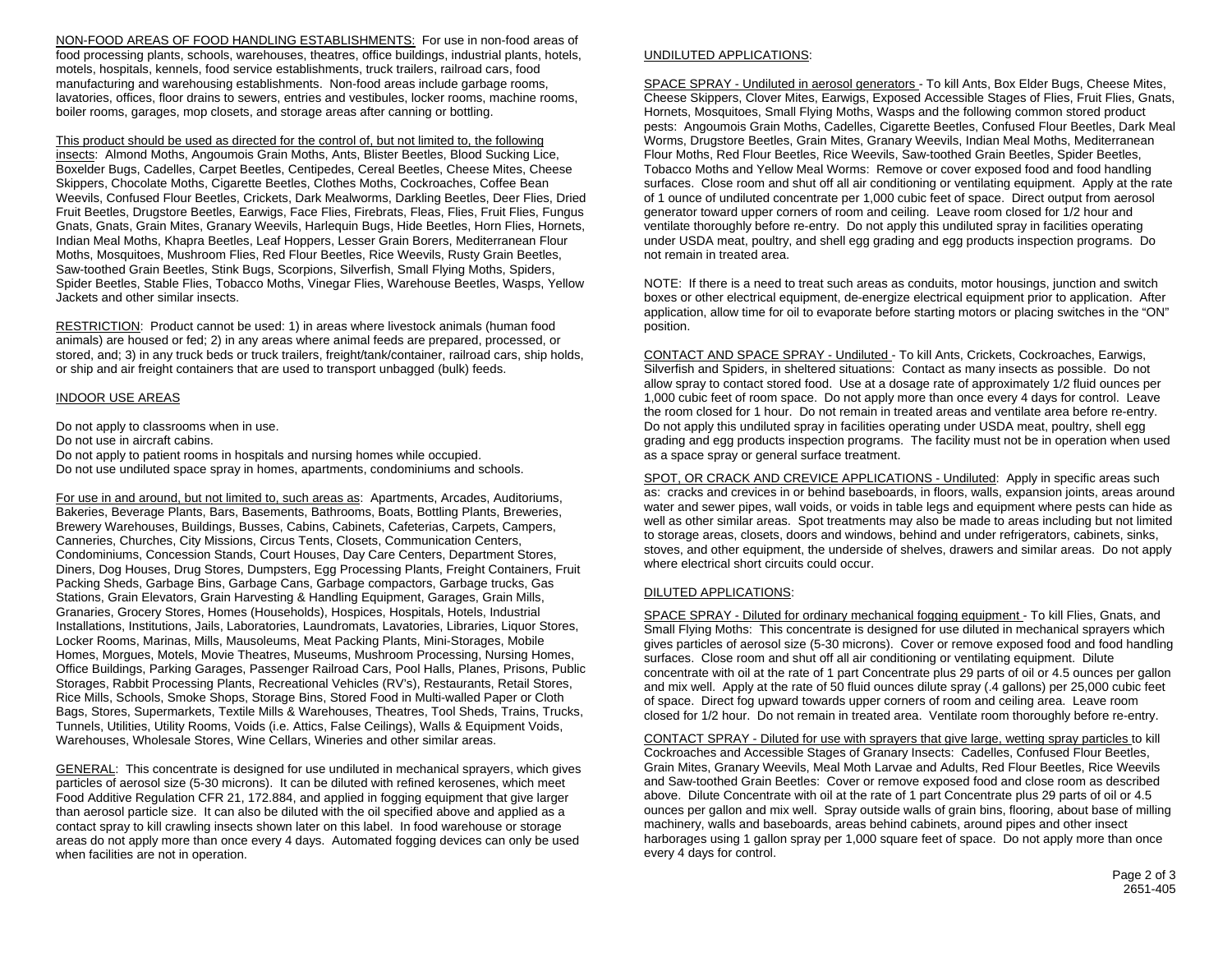NON-FOOD AREAS OF FOOD HANDLING ESTABLISHMENTS: For use in non-food areas of food processing plants, schools, warehouses, theatres, office buildings, industrial plants, hotels, motels, hospitals, kennels, food service establishments, truck trailers, railroad cars, food manufacturing and warehousing establishments. Non-food areas include garbage rooms, lavatories, offices, floor drains to sewers, entries and vestibules, locker rooms, machine rooms, boiler rooms, garages, mop closets, and storage areas after canning or bottling.

This product should be used as directed for the control of, but not limited to, the following insects: Almond Moths, Angoumois Grain Moths, Ants, Blister Beetles, Blood Sucking Lice, Boxelder Bugs, Cadelles, Carpet Beetles, Centipedes, Cereal Beetles, Cheese Mites, Cheese Skippers, Chocolate Moths, Cigarette Beetles, Clothes Moths, Cockroaches, Coffee Bean Weevils, Confused Flour Beetles, Crickets, Dark Mealworms, Darkling Beetles, Deer Flies, Dried Fruit Beetles, Drugstore Beetles, Earwigs, Face Flies, Firebrats, Fleas, Flies, Fruit Flies, Fungus Gnats, Gnats, Grain Mites, Granary Weevils, Harlequin Bugs, Hide Beetles, Horn Flies, Hornets, Indian Meal Moths, Khapra Beetles, Leaf Hoppers, Lesser Grain Borers, Mediterranean Flour Moths, Mosquitoes, Mushroom Flies, Red Flour Beetles, Rice Weevils, Rusty Grain Beetles, Saw-toothed Grain Beetles, Stink Bugs, Scorpions, Silverfish, Small Flying Moths, Spiders, Spider Beetles, Stable Flies, Tobacco Moths, Vinegar Flies, Warehouse Beetles, Wasps, Yellow Jackets and other similar insects.

RESTRICTION: Product cannot be used: 1) in areas where livestock animals (human food animals) are housed or fed; 2) in any areas where animal feeds are prepared, processed, or stored, and; 3) in any truck beds or truck trailers, freight/tank/container, railroad cars, ship holds, or ship and air freight containers that are used to transport unbagged (bulk) feeds.

INDOOR USE AREAS

Do not apply to classrooms when in use.
Do not use in aircraft cabins.
Do not apply to patient rooms in hospitals and nursing homes while occupied.
Do not use undiluted space spray in homes, apartments, condominiums and schools.

For use in and around, but not limited to, such areas as: Apartments, Arcades, Auditoriums, Bakeries, Beverage Plants, Bars, Basements, Bathrooms, Boats, Bottling Plants, Breweries, Brewery Warehouses, Buildings, Busses, Cabins, Cabinets, Cafeterias, Carpets, Campers, Canneries, Churches, City Missions, Circus Tents, Closets, Communication Centers, Condominiums, Concession Stands, Court Houses, Day Care Centers, Department Stores, Diners, Dog Houses, Drug Stores, Dumpsters, Egg Processing Plants, Freight Containers, Fruit Packing Sheds, Garbage Bins, Garbage Cans, Garbage compactors, Garbage trucks, Gas Stations, Grain Elevators, Grain Harvesting & Handling Equipment, Garages, Grain Mills, Granaries, Grocery Stores, Homes (Households), Hospices, Hospitals, Hotels, Industrial Installations, Institutions, Jails, Laboratories, Laundromats, Lavatories, Libraries, Liquor Stores, Locker Rooms, Marinas, Mills, Mausoleums, Meat Packing Plants, Mini-Storages, Mobile Homes, Morgues, Motels, Movie Theatres, Museums, Mushroom Processing, Nursing Homes, Office Buildings, Parking Garages, Passenger Railroad Cars, Pool Halls, Planes, Prisons, Public Storages, Rabbit Processing Plants, Recreational Vehicles (RV's), Restaurants, Retail Stores, Rice Mills, Schools, Smoke Shops, Storage Bins, Stored Food in Multi-walled Paper or Cloth Bags, Stores, Supermarkets, Textile Mills & Warehouses, Theatres, Tool Sheds, Trains, Trucks, Tunnels, Utilities, Utility Rooms, Voids (i.e. Attics, False Ceilings), Walls & Equipment Voids, Warehouses, Wholesale Stores, Wine Cellars, Wineries and other similar areas.

GENERAL: This concentrate is designed for use undiluted in mechanical sprayers, which gives particles of aerosol size (5-30 microns). It can be diluted with refined kerosenes, which meet Food Additive Regulation CFR 21, 172.884, and applied in fogging equipment that give larger than aerosol particle size. It can also be diluted with the oil specified above and applied as a contact spray to kill crawling insects shown later on this label. In food warehouse or storage areas do not apply more than once every 4 days. Automated fogging devices can only be used when facilities are not in operation.

UNDILUTED APPLICATIONS:

SPACE SPRAY - Undiluted in aerosol generators - To kill Ants, Box Elder Bugs, Cheese Mites, Cheese Skippers, Clover Mites, Earwigs, Exposed Accessible Stages of Flies, Fruit Flies, Gnats, Hornets, Mosquitoes, Small Flying Moths, Wasps and the following common stored product pests: Angoumois Grain Moths, Cadelles, Cigarette Beetles, Confused Flour Beetles, Dark Meal Worms, Drugstore Beetles, Grain Mites, Granary Weevils, Indian Meal Moths, Mediterranean Flour Moths, Red Flour Beetles, Rice Weevils, Saw-toothed Grain Beetles, Spider Beetles, Tobacco Moths and Yellow Meal Worms: Remove or cover exposed food and food handling surfaces. Close room and shut off all air conditioning or ventilating equipment. Apply at the rate of 1 ounce of undiluted concentrate per 1,000 cubic feet of space. Direct output from aerosol generator toward upper corners of room and ceiling. Leave room closed for 1/2 hour and ventilate thoroughly before re-entry. Do not apply this undiluted spray in facilities operating under USDA meat, poultry, and shell egg grading and egg products inspection programs. Do not remain in treated area.

NOTE: If there is a need to treat such areas as conduits, motor housings, junction and switch boxes or other electrical equipment, de-energize electrical equipment prior to application. After application, allow time for oil to evaporate before starting motors or placing switches in the "ON" position.

CONTACT AND SPACE SPRAY - Undiluted - To kill Ants, Crickets, Cockroaches, Earwigs, Silverfish and Spiders, in sheltered situations: Contact as many insects as possible. Do not allow spray to contact stored food. Use at a dosage rate of approximately 1/2 fluid ounces per 1,000 cubic feet of room space. Do not apply more than once every 4 days for control. Leave the room closed for 1 hour. Do not remain in treated areas and ventilate area before re-entry. Do not apply this undiluted spray in facilities operating under USDA meat, poultry, shell egg grading and egg products inspection programs. The facility must not be in operation when used as a space spray or general surface treatment.

SPOT, OR CRACK AND CREVICE APPLICATIONS - Undiluted: Apply in specific areas such as: cracks and crevices in or behind baseboards, in floors, walls, expansion joints, areas around water and sewer pipes, wall voids, or voids in table legs and equipment where pests can hide as well as other similar areas. Spot treatments may also be made to areas including but not limited to storage areas, closets, doors and windows, behind and under refrigerators, cabinets, sinks, stoves, and other equipment, the underside of shelves, drawers and similar areas. Do not apply where electrical short circuits could occur.

DILUTED APPLICATIONS:

SPACE SPRAY - Diluted for ordinary mechanical fogging equipment - To kill Flies, Gnats, and Small Flying Moths: This concentrate is designed for use diluted in mechanical sprayers which gives particles of aerosol size (5-30 microns). Cover or remove exposed food and food handling surfaces. Close room and shut off all air conditioning or ventilating equipment. Dilute concentrate with oil at the rate of 1 part Concentrate plus 29 parts of oil or 4.5 ounces per gallon and mix well. Apply at the rate of 50 fluid ounces dilute spray (.4 gallons) per 25,000 cubic feet of space. Direct fog upward towards upper corners of room and ceiling area. Leave room closed for 1/2 hour. Do not remain in treated area. Ventilate room thoroughly before re-entry.

CONTACT SPRAY - Diluted for use with sprayers that give large, wetting spray particles to kill Cockroaches and Accessible Stages of Granary Insects: Cadelles, Confused Flour Beetles, Grain Mites, Granary Weevils, Meal Moth Larvae and Adults, Red Flour Beetles, Rice Weevils and Saw-toothed Grain Beetles: Cover or remove exposed food and close room as described above. Dilute Concentrate with oil at the rate of 1 part Concentrate plus 29 parts of oil or 4.5 ounces per gallon and mix well. Spray outside walls of grain bins, flooring, about base of milling machinery, walls and baseboards, areas behind cabinets, around pipes and other insect harborages using 1 gallon spray per 1,000 square feet of space. Do not apply more than once every 4 days for control.

2651-405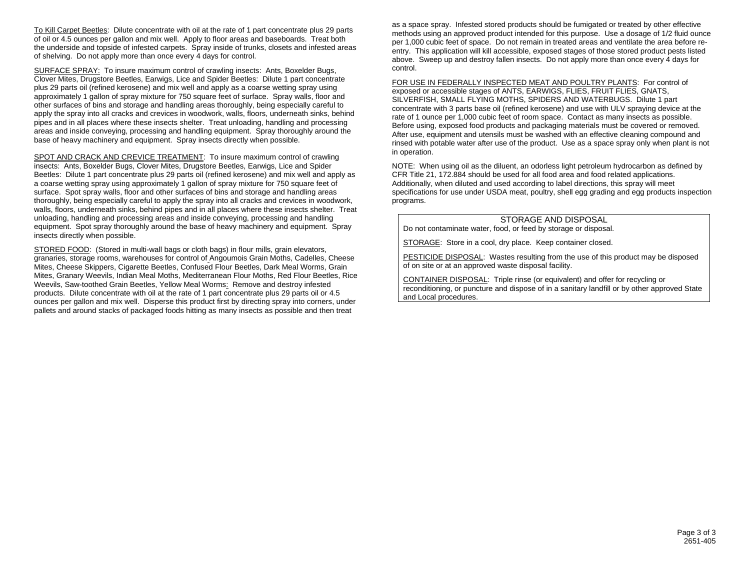To Kill Carpet Beetles: Dilute concentrate with oil at the rate of 1 part concentrate plus 29 parts of oil or 4.5 ounces per gallon and mix well. Apply to floor areas and baseboards. Treat both the underside and topside of infested carpets. Spray inside of trunks, closets and infested areas of shelving. Do not apply more than once every 4 days for control.

SURFACE SPRAY: To insure maximum control of crawling insects: Ants, Boxelder Bugs, Clover Mites, Drugstore Beetles, Earwigs, Lice and Spider Beetles: Dilute 1 part concentrate plus 29 parts oil (refined kerosene) and mix well and apply as a coarse wetting spray using approximately 1 gallon of spray mixture for 750 square feet of surface. Spray walls, floor and other surfaces of bins and storage and handling areas thoroughly, being especially careful to apply the spray into all cracks and crevices in woodwork, walls, floors, underneath sinks, behind pipes and in all places where these insects shelter. Treat unloading, handling and processing areas and inside conveying, processing and handling equipment. Spray thoroughly around the base of heavy machinery and equipment. Spray insects directly when possible.

SPOT AND CRACK AND CREVICE TREATMENT: To insure maximum control of crawling insects: Ants, Boxelder Bugs, Clover Mites, Drugstore Beetles, Earwigs, Lice and Spider Beetles: Dilute 1 part concentrate plus 29 parts oil (refined kerosene) and mix well and apply as a coarse wetting spray using approximately 1 gallon of spray mixture for 750 square feet of surface. Spot spray walls, floor and other surfaces of bins and storage and handling areas thoroughly, being especially careful to apply the spray into all cracks and crevices in woodwork, walls, floors, underneath sinks, behind pipes and in all places where these insects shelter. Treat unloading, handling and processing areas and inside conveying, processing and handling equipment. Spot spray thoroughly around the base of heavy machinery and equipment. Spray insects directly when possible.

STORED FOOD: (Stored in multi-wall bags or cloth bags) in flour mills, grain elevators, granaries, storage rooms, warehouses for control of Angoumois Grain Moths, Cadelles, Cheese Mites, Cheese Skippers, Cigarette Beetles, Confused Flour Beetles, Dark Meal Worms, Grain Mites, Granary Weevils, Indian Meal Moths, Mediterranean Flour Moths, Red Flour Beetles, Rice Weevils, Saw-toothed Grain Beetles, Yellow Meal Worms: Remove and destroy infested products. Dilute concentrate with oil at the rate of 1 part concentrate plus 29 parts oil or 4.5 ounces per gallon and mix well. Disperse this product first by directing spray into corners, under pallets and around stacks of packaged foods hitting as many insects as possible and then treat as a space spray. Infested stored products should be fumigated or treated by other effective methods using an approved product intended for this purpose. Use a dosage of 1/2 fluid ounce per 1,000 cubic feet of space. Do not remain in treated areas and ventilate the area before re-entry. This application will kill accessible, exposed stages of those stored product pests listed above. Sweep up and destroy fallen insects. Do not apply more than once every 4 days for control.

FOR USE IN FEDERALLY INSPECTED MEAT AND POULTRY PLANTS: For control of exposed or accessible stages of ANTS, EARWIGS, FLIES, FRUIT FLIES, GNATS, SILVERFISH, SMALL FLYING MOTHS, SPIDERS AND WATERBUGS. Dilute 1 part concentrate with 3 parts base oil (refined kerosene) and use with ULV spraying device at the rate of 1 ounce per 1,000 cubic feet of room space. Contact as many insects as possible. Before using, exposed food products and packaging materials must be covered or removed. After use, equipment and utensils must be washed with an effective cleaning compound and rinsed with potable water after use of the product. Use as a space spray only when plant is not in operation.

NOTE: When using oil as the diluent, an odorless light petroleum hydrocarbon as defined by CFR Title 21, 172.884 should be used for all food area and food related applications. Additionally, when diluted and used according to label directions, this spray will meet specifications for use under USDA meat, poultry, shell egg grading and egg products inspection programs.

## STORAGE AND DISPOSAL

Do not contaminate water, food, or feed by storage or disposal.

STORAGE: Store in a cool, dry place. Keep container closed.

PESTICIDE DISPOSAL: Wastes resulting from the use of this product may be disposed of on site or at an approved waste disposal facility.

CONTAINER DISPOSAL: Triple rinse (or equivalent) and offer for recycling or reconditioning, or puncture and dispose of in a sanitary landfill or by other approved State and Local procedures.

2651-405